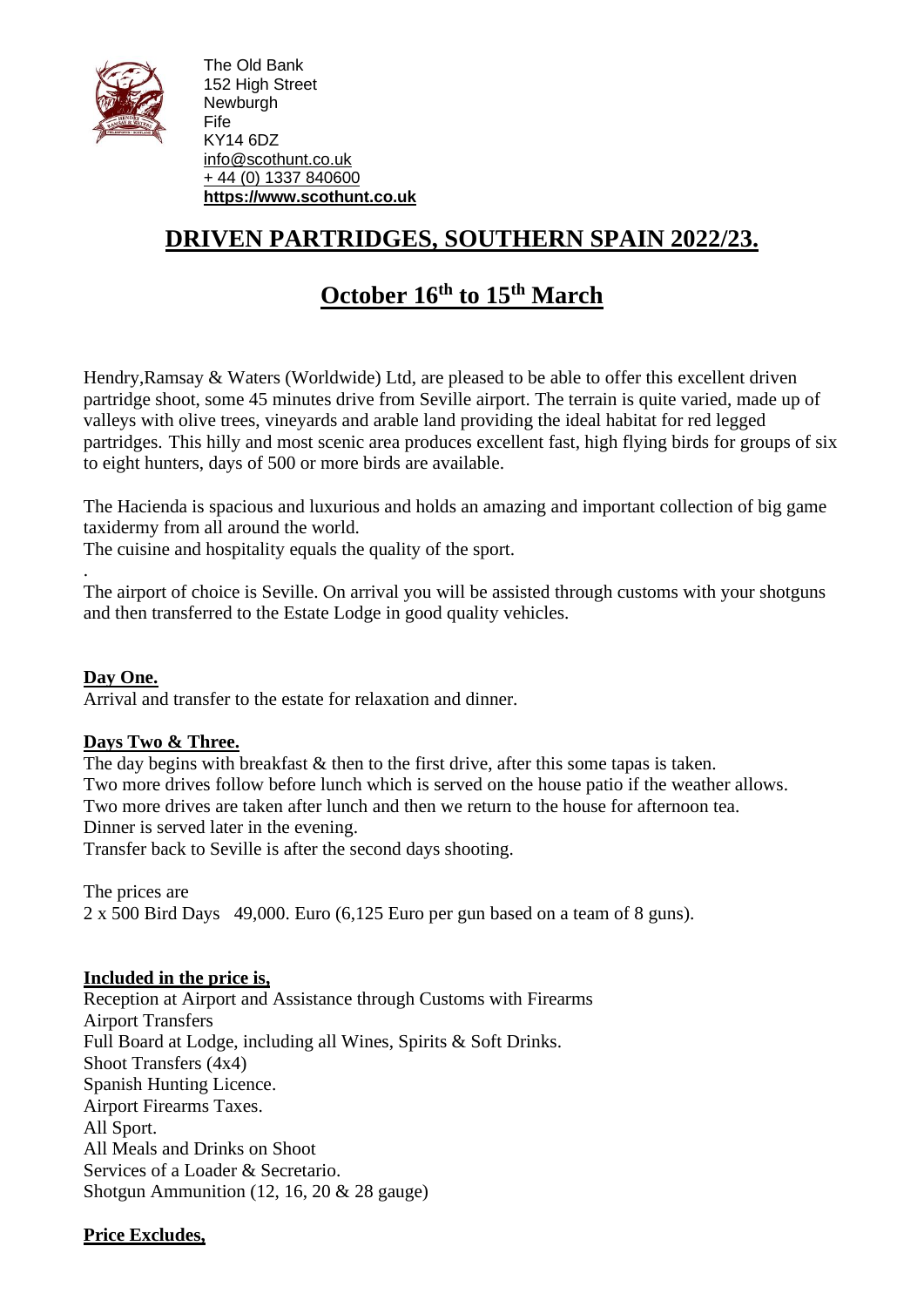The Old Bank
152 High Street
Newburgh
Fife
KY14 6DZ
info@scothunt.co.uk
+ 44 (0) 1337 840600
**https://www.scothunt.co.uk**

# DRIVEN PARTRIDGES, SOUTHERN SPAIN 2022/23.

## October 16th to 15th March

Hendry,Ramsay & Waters (Worldwide) Ltd, are pleased to be able to offer this excellent driven partridge shoot, some 45 minutes drive from Seville airport. The terrain is quite varied, made up of valleys with olive trees, vineyards and arable land providing the ideal habitat for red legged partridges. This hilly and most scenic area produces excellent fast, high flying birds for groups of six to eight hunters, days of 500 or more birds are available.

The Hacienda is spacious and luxurious and holds an amazing and important collection of big game taxidermy from all around the world.
The cuisine and hospitality equals the quality of the sport.

.
The airport of choice is Seville. On arrival you will be assisted through customs with your shotguns and then transferred to the Estate Lodge in good quality vehicles.

**Day One.**
Arrival and transfer to the estate for relaxation and dinner.

**Days Two & Three.**
The day begins with breakfast & then to the first drive, after this some tapas is taken.
Two more drives follow before lunch which is served on the house patio if the weather allows.
Two more drives are taken after lunch and then we return to the house for afternoon tea.
Dinner is served later in the evening.
Transfer back to Seville is after the second days shooting.

The prices are
2 x 500 Bird Days 49,000. Euro (6,125 Euro per gun based on a team of 8 guns).

**Included in the price is,**
Reception at Airport and Assistance through Customs with Firearms
Airport Transfers
Full Board at Lodge, including all Wines, Spirits & Soft Drinks.
Shoot Transfers (4x4)
Spanish Hunting Licence.
Airport Firearms Taxes.
All Sport.
All Meals and Drinks on Shoot
Services of a Loader & Secretario.
Shotgun Ammunition (12, 16, 20 & 28 gauge)

**Price Excludes,**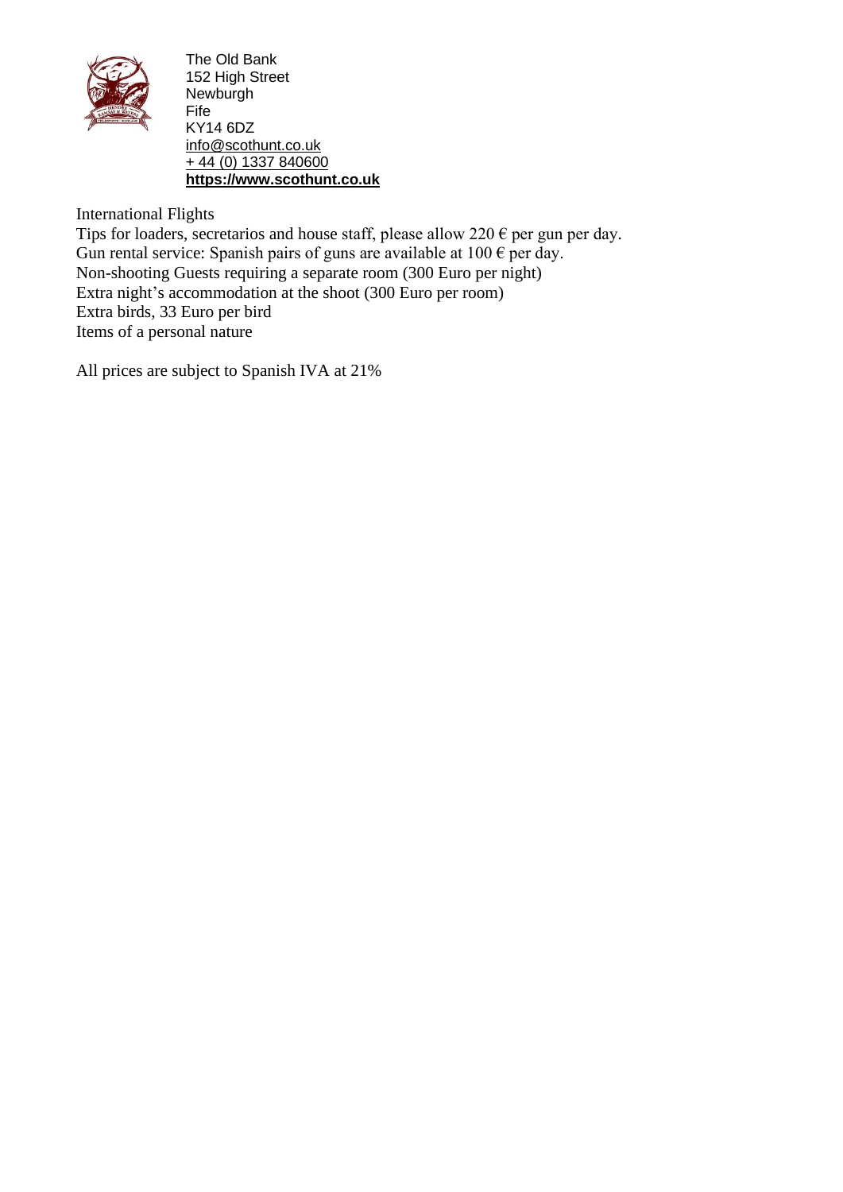The Old Bank
152 High Street
Newburgh
Fife
KY14 6DZ
info@scothunt.co.uk
+ 44 (0) 1337 840600
**https://www.scothunt.co.uk**

International Flights
Tips for loaders, secretarios and house staff, please allow 220 € per gun per day.
Gun rental service: Spanish pairs of guns are available at 100 € per day.
Non-shooting Guests requiring a separate room (300 Euro per night)
Extra night's accommodation at the shoot (300 Euro per room)
Extra birds, 33 Euro per bird
Items of a personal nature

All prices are subject to Spanish IVA at 21%